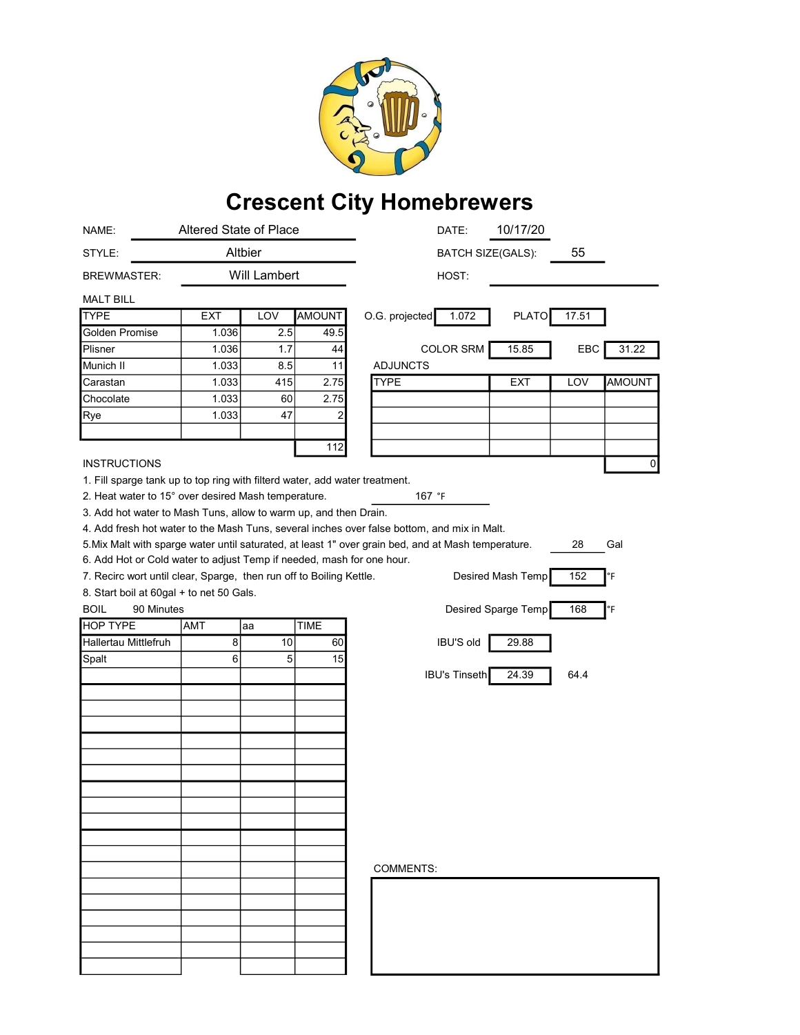# Crescent City Homebrewers

NAME: Altered State of Place

DATE: 10/17/20

STYLE: Altbier

BATCH SIZE(GALS): 55

BREWMASTER: Will Lambert

HOST:

MALT BILL

| TYPE | EXT | LOV | AMOUNT |
|---|---|---|---|
| Golden Promise | 1.036 | 2.5 | 49.5 |
| Plisner | 1.036 | 1.7 | 44 |
| Munich II | 1.033 | 8.5 | 11 |
| Carastan | 1.033 | 415 | 2.75 |
| Chocolate | 1.033 | 60 | 2.75 |
| Rye | 1.033 | 47 | 2 |
| | | | |
| | | | 112 |

O.G. projected: 1.072

PLATO: 17.51

COLOR SRM: 15.85

EBC: 31.22

ADJUNCTS

| TYPE | EXT | LOV | AMOUNT |
|---|---|---|---|
| | | | |
| | | | |
| | | | |
| | | | |
| | | | 0 |

INSTRUCTIONS

1. Fill sparge tank up to top ring with filterd water, add water treatment.
2. Heat water to 15° over desired Mash temperature. 167 °F
3. Add hot water to Mash Tuns, allow to warm up, and then Drain.
4. Add fresh hot water to the Mash Tuns, several inches over false bottom, and mix in Malt.
5. Mix Malt with sparge water until saturated, at least 1" over grain bed, and at Mash temperature. 28 Gal
6. Add Hot or Cold water to adjust Temp if needed, mash for one hour.
7. Recirc wort until clear, Sparge, then run off to Boiling Kettle.
8. Start boil at 60gal + to net 50 Gals.

Desired Mash Temp: 152 °F

Desired Sparge Temp: 168 °F

BOIL 90 Minutes

| HOP TYPE | AMT | aa | TIME |
|---|---|---|---|
| Hallertau Mittlefruh | 8 | 10 | 60 |
| Spalt | 6 | 5 | 15 |
| | | | |

IBU'S old: 29.88

IBU's Tinseth: 24.39 64.4

COMMENTS: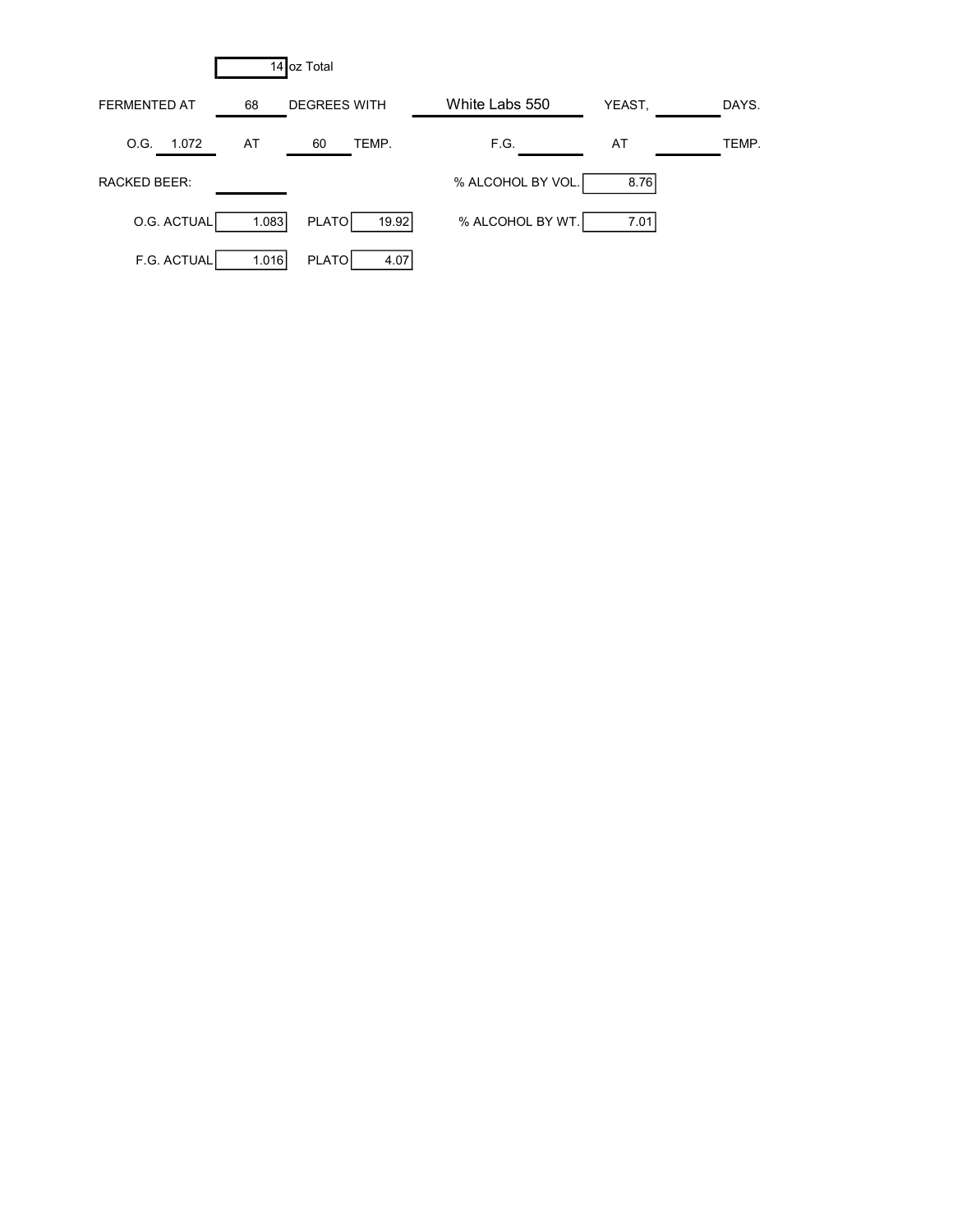| 14 | oz Total |
| --- | --- |

FERMENTED AT 68 DEGREES WITH White Labs 550 YEAST, ______ DAYS.

O.G. 1.072 AT 60 TEMP. F.G. ______ AT ______ TEMP.

RACKED BEER: ______

| | | | | | |
| --- | --- | --- | --- | --- | --- |
| O.G. ACTUAL | 1.083 | PLATO | 19.92 | % ALCOHOL BY VOL. | 8.76 |
| F.G. ACTUAL | 1.016 | PLATO | 4.07 | % ALCOHOL BY WT. | 7.01 |